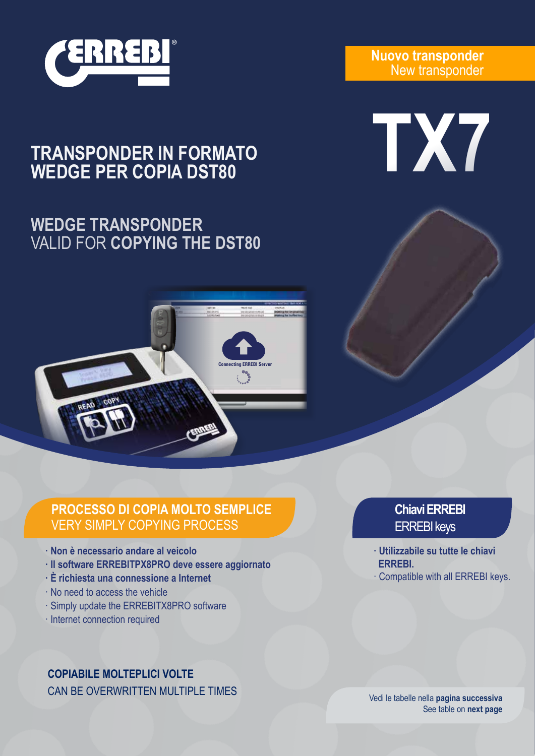**Nuovo transponder**
New transponder

# TX7

## TRANSPONDER IN FORMATO WEDGE PER COPIA DST80

## WEDGE TRANSPONDER VALID FOR **COPYING THE DST80**

### PROCESSO DI COPIA MOLTO SEMPLICE
VERY SIMPLY COPYING PROCESS

- **Non è necessario andare al veicolo**
- **Il software ERREBITPX8PRO deve essere aggiornato**
- **È richiesta una connessione a Internet**
- No need to access the vehicle
- Simply update the ERREBITX8PRO software
- Internet connection required

### Chiavi ERREBI
ERREBI keys

- **Utilizzabile su tutte le chiavi ERREBI.**
- Compatible with all ERREBI keys.

**COPIABILE MOLTEPLICI VOLTE**
CAN BE OVERWRITTEN MULTIPLE TIMES

Vedi le tabelle nella **pagina successiva**
See table on **next page**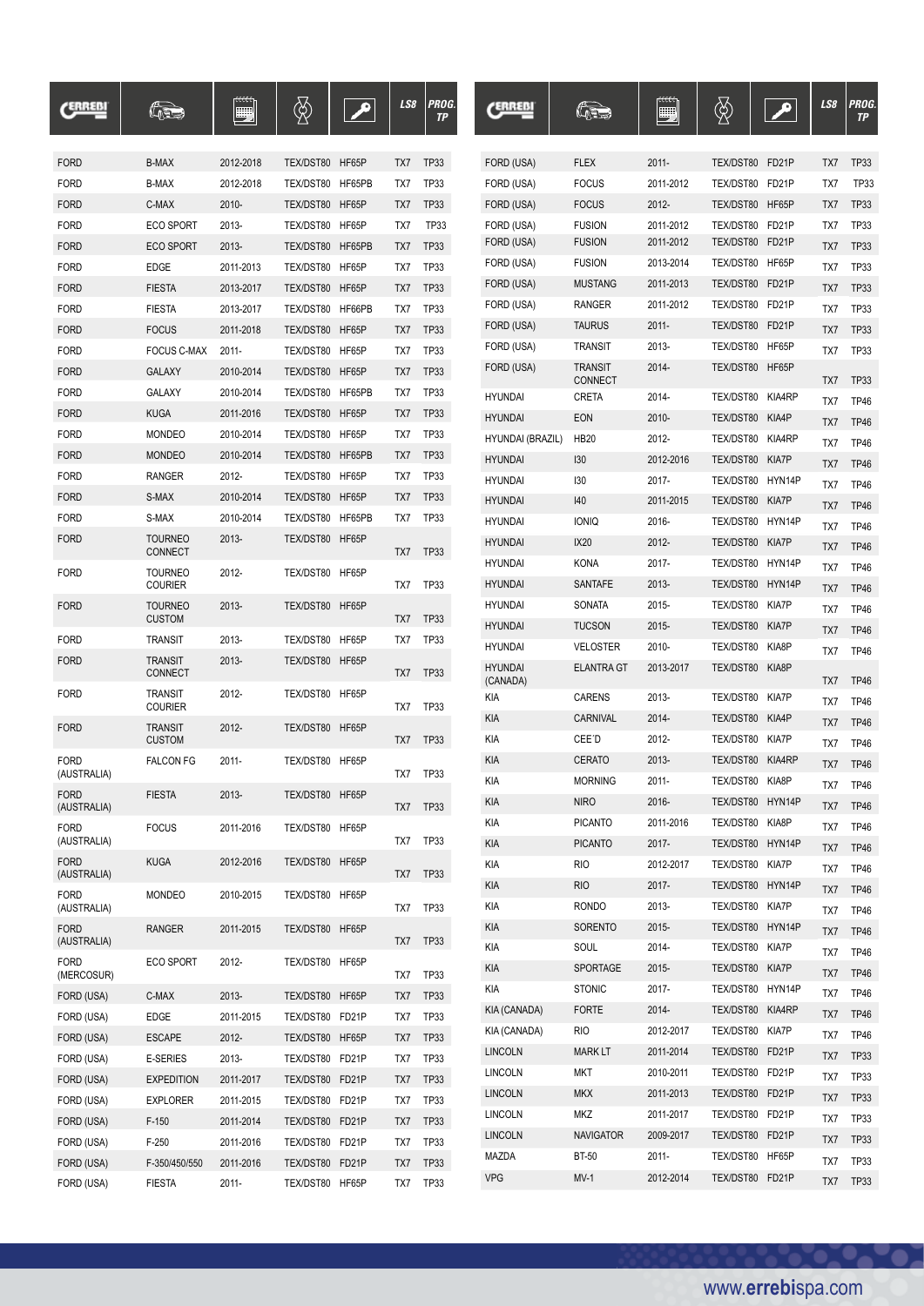| ERREBI | Vehicle | Year | Transponder | Key | LS8 | PROG. TP |
|---|---|---|---|---|---|---|
| FORD | B-MAX | 2012-2018 | TEX/DST80 | HF65P | TX7 | TP33 |
| FORD | B-MAX | 2012-2018 | TEX/DST80 | HF65PB | TX7 | TP33 |
| FORD | C-MAX | 2010- | TEX/DST80 | HF65P | TX7 | TP33 |
| FORD | ECO SPORT | 2013- | TEX/DST80 | HF65P | TX7 | TP33 |
| FORD | ECO SPORT | 2013- | TEX/DST80 | HF65PB | TX7 | TP33 |
| FORD | EDGE | 2011-2013 | TEX/DST80 | HF65P | TX7 | TP33 |
| FORD | FIESTA | 2013-2017 | TEX/DST80 | HF65P | TX7 | TP33 |
| FORD | FIESTA | 2013-2017 | TEX/DST80 | HF66PB | TX7 | TP33 |
| FORD | FOCUS | 2011-2018 | TEX/DST80 | HF65P | TX7 | TP33 |
| FORD | FOCUS C-MAX | 2011- | TEX/DST80 | HF65P | TX7 | TP33 |
| FORD | GALAXY | 2010-2014 | TEX/DST80 | HF65P | TX7 | TP33 |
| FORD | GALAXY | 2010-2014 | TEX/DST80 | HF65PB | TX7 | TP33 |
| FORD | KUGA | 2011-2016 | TEX/DST80 | HF65P | TX7 | TP33 |
| FORD | MONDEO | 2010-2014 | TEX/DST80 | HF65P | TX7 | TP33 |
| FORD | MONDEO | 2010-2014 | TEX/DST80 | HF65PB | TX7 | TP33 |
| FORD | RANGER | 2012- | TEX/DST80 | HF65P | TX7 | TP33 |
| FORD | S-MAX | 2010-2014 | TEX/DST80 | HF65P | TX7 | TP33 |
| FORD | S-MAX | 2010-2014 | TEX/DST80 | HF65PB | TX7 | TP33 |
| FORD | TOURNEO CONNECT | 2013- | TEX/DST80 | HF65P | TX7 | TP33 |
| FORD | TOURNEO COURIER | 2012- | TEX/DST80 | HF65P | TX7 | TP33 |
| FORD | TOURNEO CUSTOM | 2013- | TEX/DST80 | HF65P | TX7 | TP33 |
| FORD | TRANSIT | 2013- | TEX/DST80 | HF65P | TX7 | TP33 |
| FORD | TRANSIT CONNECT | 2013- | TEX/DST80 | HF65P | TX7 | TP33 |
| FORD | TRANSIT COURIER | 2012- | TEX/DST80 | HF65P | TX7 | TP33 |
| FORD | TRANSIT CUSTOM | 2012- | TEX/DST80 | HF65P | TX7 | TP33 |
| FORD (AUSTRALIA) | FALCON FG | 2011- | TEX/DST80 | HF65P | TX7 | TP33 |
| FORD (AUSTRALIA) | FIESTA | 2013- | TEX/DST80 | HF65P | TX7 | TP33 |
| FORD (AUSTRALIA) | FOCUS | 2011-2016 | TEX/DST80 | HF65P | TX7 | TP33 |
| FORD (AUSTRALIA) | KUGA | 2012-2016 | TEX/DST80 | HF65P | TX7 | TP33 |
| FORD (AUSTRALIA) | MONDEO | 2010-2015 | TEX/DST80 | HF65P | TX7 | TP33 |
| FORD (AUSTRALIA) | RANGER | 2011-2015 | TEX/DST80 | HF65P | TX7 | TP33 |
| FORD (MERCOSUR) | ECO SPORT | 2012- | TEX/DST80 | HF65P | TX7 | TP33 |
| FORD (USA) | C-MAX | 2013- | TEX/DST80 | HF65P | TX7 | TP33 |
| FORD (USA) | EDGE | 2011-2015 | TEX/DST80 | FD21P | TX7 | TP33 |
| FORD (USA) | ESCAPE | 2012- | TEX/DST80 | HF65P | TX7 | TP33 |
| FORD (USA) | E-SERIES | 2013- | TEX/DST80 | FD21P | TX7 | TP33 |
| FORD (USA) | EXPEDITION | 2011-2017 | TEX/DST80 | FD21P | TX7 | TP33 |
| FORD (USA) | EXPLORER | 2011-2015 | TEX/DST80 | FD21P | TX7 | TP33 |
| FORD (USA) | F-150 | 2011-2014 | TEX/DST80 | FD21P | TX7 | TP33 |
| FORD (USA) | F-250 | 2011-2016 | TEX/DST80 | FD21P | TX7 | TP33 |
| FORD (USA) | F-350/450/550 | 2011-2016 | TEX/DST80 | FD21P | TX7 | TP33 |
| FORD (USA) | FIESTA | 2011- | TEX/DST80 | HF65P | TX7 | TP33 |
| FORD (USA) | FLEX | 2011- | TEX/DST80 | FD21P | TX7 | TP33 |
| FORD (USA) | FOCUS | 2011-2012 | TEX/DST80 | FD21P | TX7 | TP33 |
| FORD (USA) | FOCUS | 2012- | TEX/DST80 | HF65P | TX7 | TP33 |
| FORD (USA) | FUSION | 2011-2012 | TEX/DST80 | FD21P | TX7 | TP33 |
| FORD (USA) | FUSION | 2011-2012 | TEX/DST80 | FD21P | TX7 | TP33 |
| FORD (USA) | FUSION | 2013-2014 | TEX/DST80 | HF65P | TX7 | TP33 |
| FORD (USA) | MUSTANG | 2011-2013 | TEX/DST80 | FD21P | TX7 | TP33 |
| FORD (USA) | RANGER | 2011-2012 | TEX/DST80 | FD21P | TX7 | TP33 |
| FORD (USA) | TAURUS | 2011- | TEX/DST80 | FD21P | TX7 | TP33 |
| FORD (USA) | TRANSIT | 2013- | TEX/DST80 | HF65P | TX7 | TP33 |
| FORD (USA) | TRANSIT CONNECT | 2014- | TEX/DST80 | HF65P | TX7 | TP33 |
| HYUNDAI | CRETA | 2014- | TEX/DST80 | KIA4RP | TX7 | TP46 |
| HYUNDAI | EON | 2010- | TEX/DST80 | KIA4P | TX7 | TP46 |
| HYUNDAI (BRAZIL) | HB20 | 2012- | TEX/DST80 | KIA4RP | TX7 | TP46 |
| HYUNDAI | I30 | 2012-2016 | TEX/DST80 | KIA7P | TX7 | TP46 |
| HYUNDAI | I30 | 2017- | TEX/DST80 | HYN14P | TX7 | TP46 |
| HYUNDAI | I40 | 2011-2015 | TEX/DST80 | KIA7P | TX7 | TP46 |
| HYUNDAI | IONIQ | 2016- | TEX/DST80 | HYN14P | TX7 | TP46 |
| HYUNDAI | IX20 | 2012- | TEX/DST80 | KIA7P | TX7 | TP46 |
| HYUNDAI | KONA | 2017- | TEX/DST80 | HYN14P | TX7 | TP46 |
| HYUNDAI | SANTAFE | 2013- | TEX/DST80 | HYN14P | TX7 | TP46 |
| HYUNDAI | SONATA | 2015- | TEX/DST80 | KIA7P | TX7 | TP46 |
| HYUNDAI | TUCSON | 2015- | TEX/DST80 | KIA7P | TX7 | TP46 |
| HYUNDAI | VELOSTER | 2010- | TEX/DST80 | KIA8P | TX7 | TP46 |
| HYUNDAI (CANADA) | ELANTRA GT | 2013-2017 | TEX/DST80 | KIA8P | TX7 | TP46 |
| KIA | CARENS | 2013- | TEX/DST80 | KIA7P | TX7 | TP46 |
| KIA | CARNIVAL | 2014- | TEX/DST80 | KIA4P | TX7 | TP46 |
| KIA | CEE´D | 2012- | TEX/DST80 | KIA7P | TX7 | TP46 |
| KIA | CERATO | 2013- | TEX/DST80 | KIA4RP | TX7 | TP46 |
| KIA | MORNING | 2011- | TEX/DST80 | KIA8P | TX7 | TP46 |
| KIA | NIRO | 2016- | TEX/DST80 | HYN14P | TX7 | TP46 |
| KIA | PICANTO | 2011-2016 | TEX/DST80 | KIA8P | TX7 | TP46 |
| KIA | PICANTO | 2017- | TEX/DST80 | HYN14P | TX7 | TP46 |
| KIA | RIO | 2012-2017 | TEX/DST80 | KIA7P | TX7 | TP46 |
| KIA | RIO | 2017- | TEX/DST80 | HYN14P | TX7 | TP46 |
| KIA | RONDO | 2013- | TEX/DST80 | KIA7P | TX7 | TP46 |
| KIA | SORENTO | 2015- | TEX/DST80 | HYN14P | TX7 | TP46 |
| KIA | SOUL | 2014- | TEX/DST80 | KIA7P | TX7 | TP46 |
| KIA | SPORTAGE | 2015- | TEX/DST80 | KIA7P | TX7 | TP46 |
| KIA | STONIC | 2017- | TEX/DST80 | HYN14P | TX7 | TP46 |
| KIA (CANADA) | FORTE | 2014- | TEX/DST80 | KIA4RP | TX7 | TP46 |
| KIA (CANADA) | RIO | 2012-2017 | TEX/DST80 | KIA7P | TX7 | TP46 |
| LINCOLN | MARK LT | 2011-2014 | TEX/DST80 | FD21P | TX7 | TP33 |
| LINCOLN | MKT | 2010-2011 | TEX/DST80 | FD21P | TX7 | TP33 |
| LINCOLN | MKX | 2011-2013 | TEX/DST80 | FD21P | TX7 | TP33 |
| LINCOLN | MKZ | 2011-2017 | TEX/DST80 | FD21P | TX7 | TP33 |
| LINCOLN | NAVIGATOR | 2009-2017 | TEX/DST80 | FD21P | TX7 | TP33 |
| MAZDA | BT-50 | 2011- | TEX/DST80 | HF65P | TX7 | TP33 |
| VPG | MV-1 | 2012-2014 | TEX/DST80 | FD21P | TX7 | TP33 |

www.errebispa.com